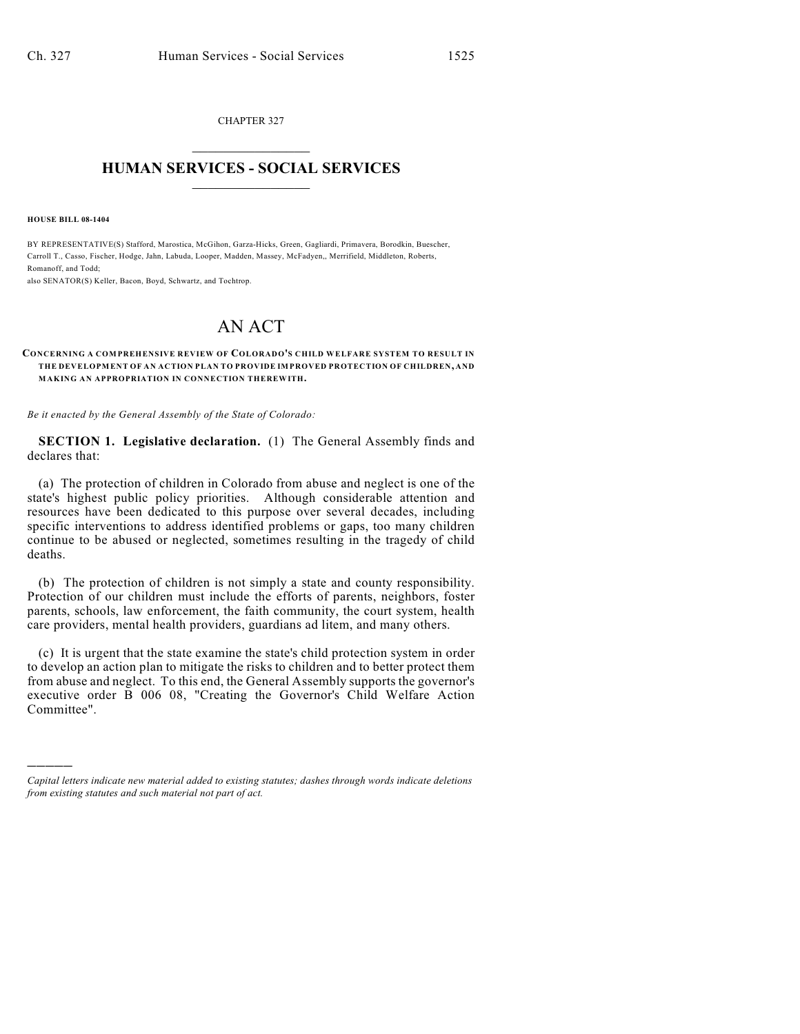CHAPTER 327

# HUMAN SERVICES - SOCIAL SERVICES

**HOUSE BILL 08-1404**

BY REPRESENTATIVE(S) Stafford, Marostica, McGihon, Garza-Hicks, Green, Gagliardi, Primavera, Borodkin, Buescher, Carroll T., Casso, Fischer, Hodge, Jahn, Labuda, Looper, Madden, Massey, McFadyen,, Merrifield, Middleton, Roberts, Romanoff, and Todd;
also SENATOR(S) Keller, Bacon, Boyd, Schwartz, and Tochtrop.

# AN ACT

**CONCERNING A COMPREHENSIVE REVIEW OF COLORADO'S CHILD WELFARE SYSTEM TO RESULT IN THE DEVELOPMENT OF AN ACTION PLAN TO PROVIDE IMPROVED PROTECTION OF CHILDREN, AND MAKING AN APPROPRIATION IN CONNECTION THEREWITH.**

*Be it enacted by the General Assembly of the State of Colorado:*

**SECTION 1. Legislative declaration.** (1) The General Assembly finds and declares that:

(a) The protection of children in Colorado from abuse and neglect is one of the state's highest public policy priorities. Although considerable attention and resources have been dedicated to this purpose over several decades, including specific interventions to address identified problems or gaps, too many children continue to be abused or neglected, sometimes resulting in the tragedy of child deaths.

(b) The protection of children is not simply a state and county responsibility. Protection of our children must include the efforts of parents, neighbors, foster parents, schools, law enforcement, the faith community, the court system, health care providers, mental health providers, guardians ad litem, and many others.

(c) It is urgent that the state examine the state's child protection system in order to develop an action plan to mitigate the risks to children and to better protect them from abuse and neglect. To this end, the General Assembly supports the governor's executive order B 006 08, "Creating the Governor's Child Welfare Action Committee".

---

*Capital letters indicate new material added to existing statutes; dashes through words indicate deletions from existing statutes and such material not part of act.*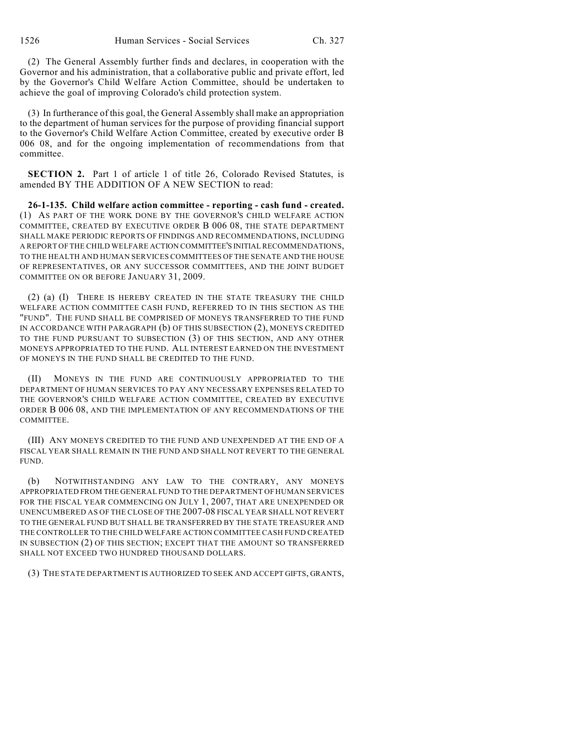(2) The General Assembly further finds and declares, in cooperation with the Governor and his administration, that a collaborative public and private effort, led by the Governor's Child Welfare Action Committee, should be undertaken to achieve the goal of improving Colorado's child protection system.

(3) In furtherance of this goal, the General Assembly shall make an appropriation to the department of human services for the purpose of providing financial support to the Governor's Child Welfare Action Committee, created by executive order B 006 08, and for the ongoing implementation of recommendations from that committee.

**SECTION 2.** Part 1 of article 1 of title 26, Colorado Revised Statutes, is amended BY THE ADDITION OF A NEW SECTION to read:

**26-1-135. Child welfare action committee - reporting - cash fund - created.** (1) AS PART OF THE WORK DONE BY THE GOVERNOR'S CHILD WELFARE ACTION COMMITTEE, CREATED BY EXECUTIVE ORDER B 006 08, THE STATE DEPARTMENT SHALL MAKE PERIODIC REPORTS OF FINDINGS AND RECOMMENDATIONS, INCLUDING A REPORT OF THE CHILD WELFARE ACTION COMMITTEE'S INITIAL RECOMMENDATIONS, TO THE HEALTH AND HUMAN SERVICES COMMITTEES OF THE SENATE AND THE HOUSE OF REPRESENTATIVES, OR ANY SUCCESSOR COMMITTEES, AND THE JOINT BUDGET COMMITTEE ON OR BEFORE JANUARY 31, 2009.

(2) (a) (I) THERE IS HEREBY CREATED IN THE STATE TREASURY THE CHILD WELFARE ACTION COMMITTEE CASH FUND, REFERRED TO IN THIS SECTION AS THE "FUND". THE FUND SHALL BE COMPRISED OF MONEYS TRANSFERRED TO THE FUND IN ACCORDANCE WITH PARAGRAPH (b) OF THIS SUBSECTION (2), MONEYS CREDITED TO THE FUND PURSUANT TO SUBSECTION (3) OF THIS SECTION, AND ANY OTHER MONEYS APPROPRIATED TO THE FUND. ALL INTEREST EARNED ON THE INVESTMENT OF MONEYS IN THE FUND SHALL BE CREDITED TO THE FUND.

(II) MONEYS IN THE FUND ARE CONTINUOUSLY APPROPRIATED TO THE DEPARTMENT OF HUMAN SERVICES TO PAY ANY NECESSARY EXPENSES RELATED TO THE GOVERNOR'S CHILD WELFARE ACTION COMMITTEE, CREATED BY EXECUTIVE ORDER B 006 08, AND THE IMPLEMENTATION OF ANY RECOMMENDATIONS OF THE COMMITTEE.

(III) ANY MONEYS CREDITED TO THE FUND AND UNEXPENDED AT THE END OF A FISCAL YEAR SHALL REMAIN IN THE FUND AND SHALL NOT REVERT TO THE GENERAL FUND.

(b) NOTWITHSTANDING ANY LAW TO THE CONTRARY, ANY MONEYS APPROPRIATED FROM THE GENERAL FUND TO THE DEPARTMENT OF HUMAN SERVICES FOR THE FISCAL YEAR COMMENCING ON JULY 1, 2007, THAT ARE UNEXPENDED OR UNENCUMBERED AS OF THE CLOSE OF THE 2007-08 FISCAL YEAR SHALL NOT REVERT TO THE GENERAL FUND BUT SHALL BE TRANSFERRED BY THE STATE TREASURER AND THE CONTROLLER TO THE CHILD WELFARE ACTION COMMITTEE CASH FUND CREATED IN SUBSECTION (2) OF THIS SECTION; EXCEPT THAT THE AMOUNT SO TRANSFERRED SHALL NOT EXCEED TWO HUNDRED THOUSAND DOLLARS.

(3) THE STATE DEPARTMENT IS AUTHORIZED TO SEEK AND ACCEPT GIFTS, GRANTS,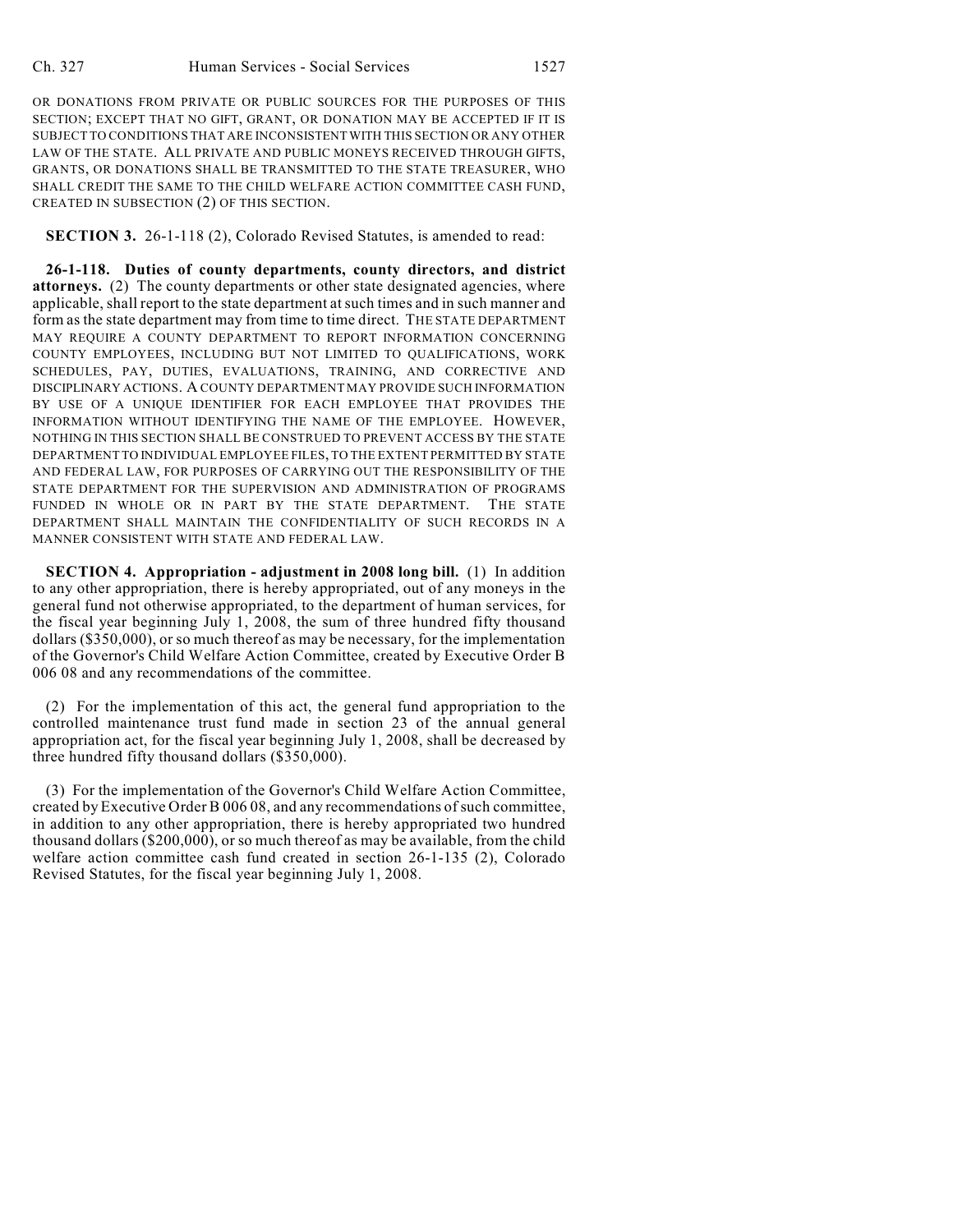OR DONATIONS FROM PRIVATE OR PUBLIC SOURCES FOR THE PURPOSES OF THIS SECTION; EXCEPT THAT NO GIFT, GRANT, OR DONATION MAY BE ACCEPTED IF IT IS SUBJECT TO CONDITIONS THAT ARE INCONSISTENT WITH THIS SECTION OR ANY OTHER LAW OF THE STATE. ALL PRIVATE AND PUBLIC MONEYS RECEIVED THROUGH GIFTS, GRANTS, OR DONATIONS SHALL BE TRANSMITTED TO THE STATE TREASURER, WHO SHALL CREDIT THE SAME TO THE CHILD WELFARE ACTION COMMITTEE CASH FUND, CREATED IN SUBSECTION (2) OF THIS SECTION.

**SECTION 3.** 26-1-118 (2), Colorado Revised Statutes, is amended to read:

**26-1-118. Duties of county departments, county directors, and district attorneys.** (2) The county departments or other state designated agencies, where applicable, shall report to the state department at such times and in such manner and form as the state department may from time to time direct. THE STATE DEPARTMENT MAY REQUIRE A COUNTY DEPARTMENT TO REPORT INFORMATION CONCERNING COUNTY EMPLOYEES, INCLUDING BUT NOT LIMITED TO QUALIFICATIONS, WORK SCHEDULES, PAY, DUTIES, EVALUATIONS, TRAINING, AND CORRECTIVE AND DISCIPLINARY ACTIONS. A COUNTY DEPARTMENT MAY PROVIDE SUCH INFORMATION BY USE OF A UNIQUE IDENTIFIER FOR EACH EMPLOYEE THAT PROVIDES THE INFORMATION WITHOUT IDENTIFYING THE NAME OF THE EMPLOYEE. HOWEVER, NOTHING IN THIS SECTION SHALL BE CONSTRUED TO PREVENT ACCESS BY THE STATE DEPARTMENT TO INDIVIDUAL EMPLOYEE FILES, TO THE EXTENT PERMITTED BY STATE AND FEDERAL LAW, FOR PURPOSES OF CARRYING OUT THE RESPONSIBILITY OF THE STATE DEPARTMENT FOR THE SUPERVISION AND ADMINISTRATION OF PROGRAMS FUNDED IN WHOLE OR IN PART BY THE STATE DEPARTMENT. THE STATE DEPARTMENT SHALL MAINTAIN THE CONFIDENTIALITY OF SUCH RECORDS IN A MANNER CONSISTENT WITH STATE AND FEDERAL LAW.

**SECTION 4. Appropriation - adjustment in 2008 long bill.** (1) In addition to any other appropriation, there is hereby appropriated, out of any moneys in the general fund not otherwise appropriated, to the department of human services, for the fiscal year beginning July 1, 2008, the sum of three hundred fifty thousand dollars ($350,000), or so much thereof as may be necessary, for the implementation of the Governor's Child Welfare Action Committee, created by Executive Order B 006 08 and any recommendations of the committee.

(2) For the implementation of this act, the general fund appropriation to the controlled maintenance trust fund made in section 23 of the annual general appropriation act, for the fiscal year beginning July 1, 2008, shall be decreased by three hundred fifty thousand dollars ($350,000).

(3) For the implementation of the Governor's Child Welfare Action Committee, created by Executive Order B 006 08, and any recommendations of such committee, in addition to any other appropriation, there is hereby appropriated two hundred thousand dollars ($200,000), or so much thereof as may be available, from the child welfare action committee cash fund created in section 26-1-135 (2), Colorado Revised Statutes, for the fiscal year beginning July 1, 2008.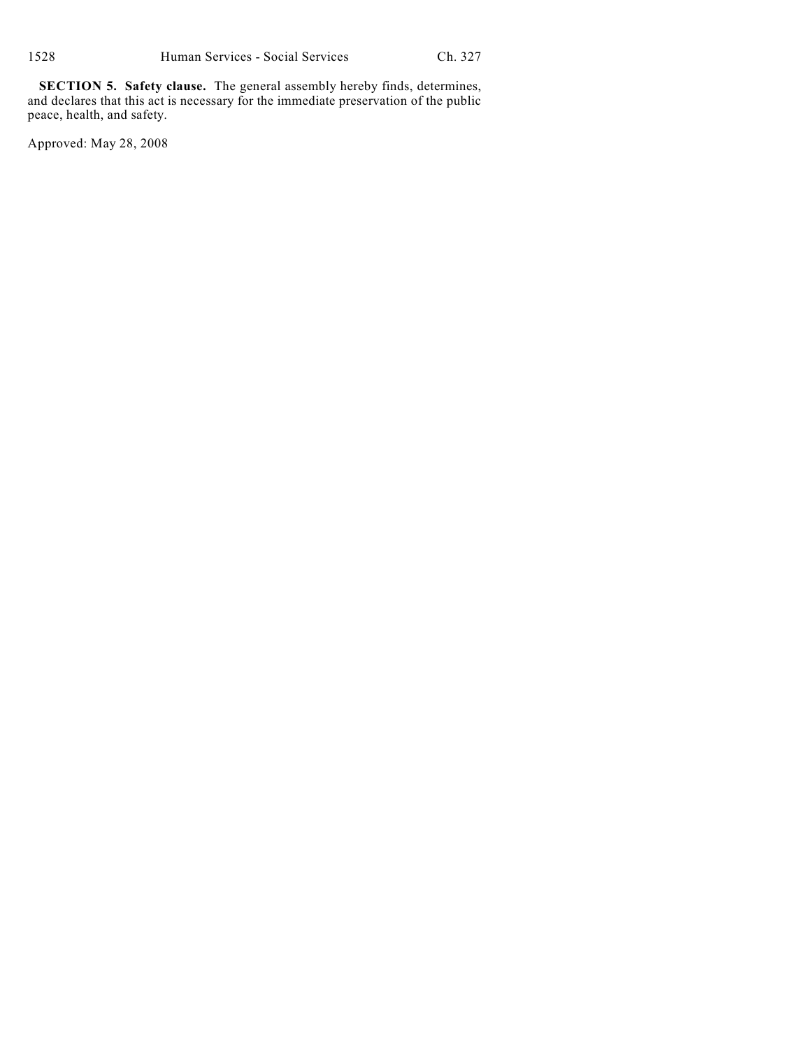**SECTION 5. Safety clause.** The general assembly hereby finds, determines, and declares that this act is necessary for the immediate preservation of the public peace, health, and safety.

Approved: May 28, 2008